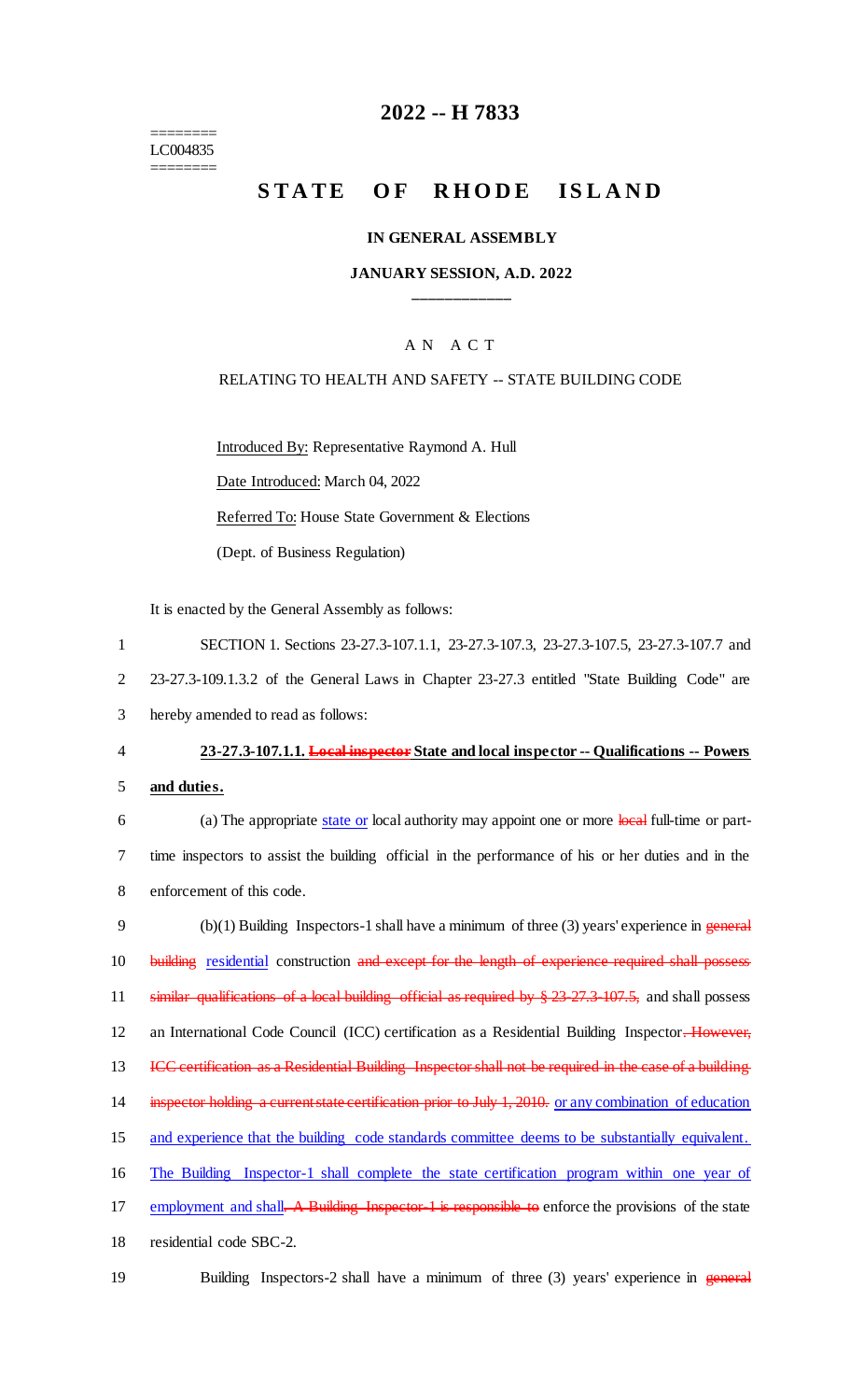========
LC004835
========

# 2022 -- H 7833

## STATE OF RHODE ISLAND

### IN GENERAL ASSEMBLY

### JANUARY SESSION, A.D. 2022

____________

A N A C T

RELATING TO HEALTH AND SAFETY -- STATE BUILDING CODE

Introduced By: Representative Raymond A. Hull

Date Introduced: March 04, 2022

Referred To: House State Government & Elections

(Dept. of Business Regulation)

It is enacted by the General Assembly as follows:

1 SECTION 1. Sections 23-27.3-107.1.1, 23-27.3-107.3, 23-27.3-107.5, 23-27.3-107.7 and
2 23-27.3-109.1.3.2 of the General Laws in Chapter 23-27.3 entitled "State Building Code" are
3 hereby amended to read as follows:

4 **23-27.3-107.1.1. ~~Local inspector~~ State and local inspector -- Qualifications -- Powers**
5 **and duties.**

6 (a) The appropriate state or local authority may appoint one or more ~~local~~ full-time or part-
7 time inspectors to assist the building official in the performance of his or her duties and in the
8 enforcement of this code.

9 (b)(1) Building Inspectors-1 shall have a minimum of three (3) years' experience in ~~general~~
10 ~~building~~ residential construction ~~and except for the length of experience required shall possess~~
11 ~~similar qualifications of a local building official as required by § 23-27.3-107.5,~~ and shall possess
12 an International Code Council (ICC) certification as a Residential Building Inspector~~. However,~~
13 ~~ICC certification as a Residential Building Inspector shall not be required in the case of a building~~
14 ~~inspector holding a current state certification prior to July 1, 2010.~~ or any combination of education
15 and experience that the building code standards committee deems to be substantially equivalent.
16 The Building Inspector-1 shall complete the state certification program within one year of
17 employment and shall~~. A Building Inspector-1 is responsible to~~ enforce the provisions of the state
18 residential code SBC-2.

19 Building Inspectors-2 shall have a minimum of three (3) years' experience in ~~general~~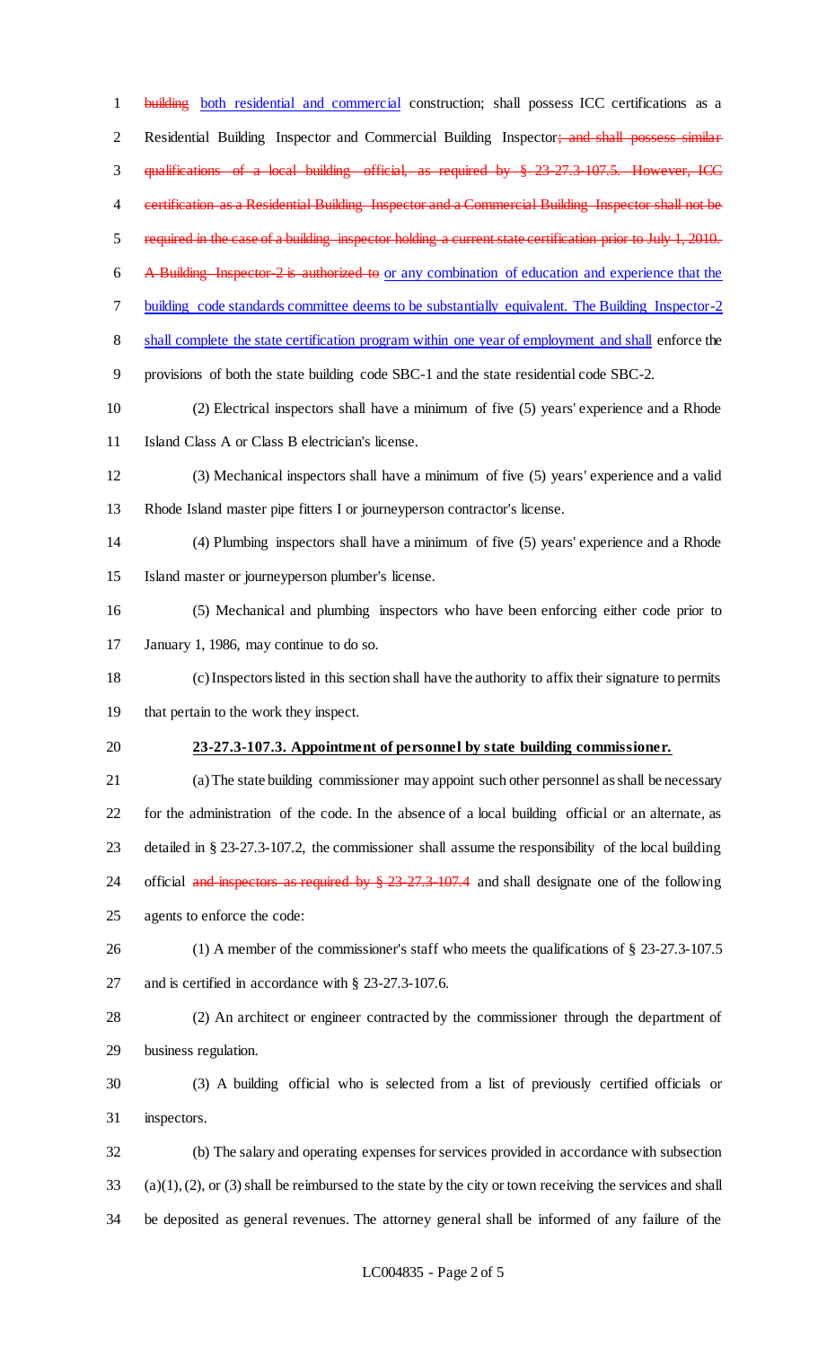~~building~~ both residential and commercial construction; shall possess ICC certifications as a Residential Building Inspector and Commercial Building Inspector~~; and shall possess similar qualifications of a local building official, as required by § 23-27.3-107.5. However, ICC certification as a Residential Building Inspector and a Commercial Building Inspector shall not be required in the case of a building inspector holding a current state certification prior to July 1, 2010. A Building Inspector-2 is authorized to~~ or any combination of education and experience that the building code standards committee deems to be substantially equivalent. The Building Inspector-2 shall complete the state certification program within one year of employment and shall enforce the provisions of both the state building code SBC-1 and the state residential code SBC-2.

(2) Electrical inspectors shall have a minimum of five (5) years' experience and a Rhode Island Class A or Class B electrician's license.

(3) Mechanical inspectors shall have a minimum of five (5) years' experience and a valid Rhode Island master pipe fitters I or journeyperson contractor's license.

(4) Plumbing inspectors shall have a minimum of five (5) years' experience and a Rhode Island master or journeyperson plumber's license.

(5) Mechanical and plumbing inspectors who have been enforcing either code prior to January 1, 1986, may continue to do so.

(c) Inspectors listed in this section shall have the authority to affix their signature to permits that pertain to the work they inspect.

**23-27.3-107.3. Appointment of personnel by state building commissioner.**

(a) The state building commissioner may appoint such other personnel as shall be necessary for the administration of the code. In the absence of a local building official or an alternate, as detailed in § 23-27.3-107.2, the commissioner shall assume the responsibility of the local building official ~~and inspectors as required by § 23-27.3-107.4~~ and shall designate one of the following agents to enforce the code:

(1) A member of the commissioner's staff who meets the qualifications of § 23-27.3-107.5 and is certified in accordance with § 23-27.3-107.6.

(2) An architect or engineer contracted by the commissioner through the department of business regulation.

(3) A building official who is selected from a list of previously certified officials or inspectors.

(b) The salary and operating expenses for services provided in accordance with subsection (a)(1), (2), or (3) shall be reimbursed to the state by the city or town receiving the services and shall be deposited as general revenues. The attorney general shall be informed of any failure of the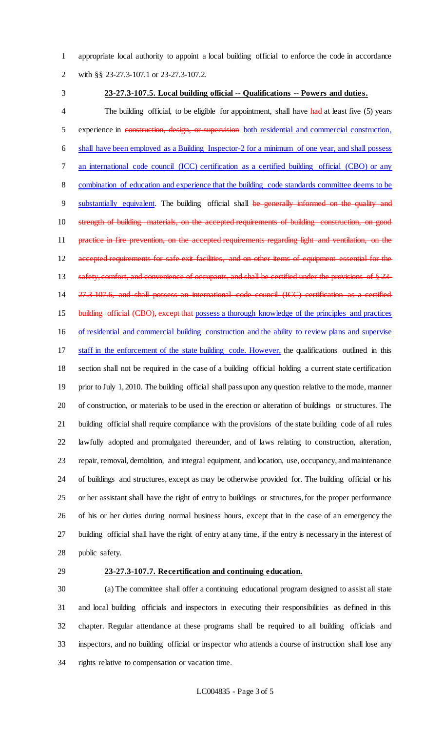appropriate local authority to appoint a local building official to enforce the code in accordance with §§ 23-27.3-107.1 or 23-27.3-107.2.

**23-27.3-107.5. Local building official -- Qualifications -- Powers and duties.**

The building official, to be eligible for appointment, shall have ~~had~~ at least five (5) years experience in ~~construction, design, or supervision~~ both residential and commercial construction, shall have been employed as a Building Inspector-2 for a minimum of one year, and shall possess an international code council (ICC) certification as a certified building official (CBO) or any combination of education and experience that the building code standards committee deems to be substantially equivalent. The building official shall ~~be generally informed on the quality and strength of building materials, on the accepted requirements of building construction, on good practice in fire prevention, on the accepted requirements regarding light and ventilation, on the accepted requirements for safe exit facilities, and on other items of equipment essential for the safety, comfort, and convenience of occupants, and shall be certified under the provisions of § 23-27.3-107.6, and shall possess an international code council (ICC) certification as a certified building official (CBO), except that~~ possess a thorough knowledge of the principles and practices of residential and commercial building construction and the ability to review plans and supervise staff in the enforcement of the state building code. However, the qualifications outlined in this section shall not be required in the case of a building official holding a current state certification prior to July 1, 2010. The building official shall pass upon any question relative to the mode, manner of construction, or materials to be used in the erection or alteration of buildings or structures. The building official shall require compliance with the provisions of the state building code of all rules lawfully adopted and promulgated thereunder, and of laws relating to construction, alteration, repair, removal, demolition, and integral equipment, and location, use, occupancy, and maintenance of buildings and structures, except as may be otherwise provided for. The building official or his or her assistant shall have the right of entry to buildings or structures, for the proper performance of his or her duties during normal business hours, except that in the case of an emergency the building official shall have the right of entry at any time, if the entry is necessary in the interest of public safety.

**23-27.3-107.7. Recertification and continuing education.**

(a) The committee shall offer a continuing educational program designed to assist all state and local building officials and inspectors in executing their responsibilities as defined in this chapter. Regular attendance at these programs shall be required to all building officials and inspectors, and no building official or inspector who attends a course of instruction shall lose any rights relative to compensation or vacation time.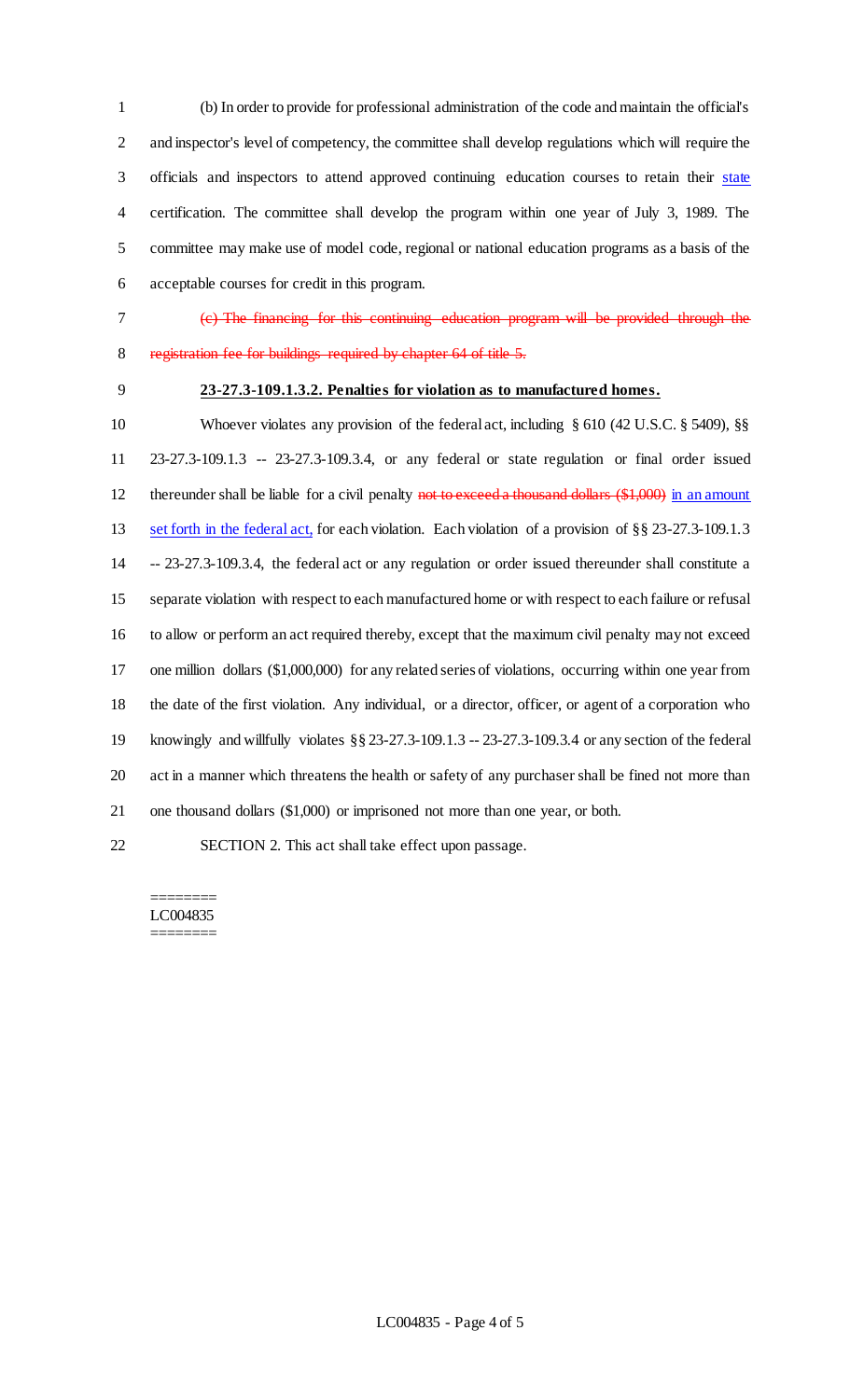(b) In order to provide for professional administration of the code and maintain the official's and inspector's level of competency, the committee shall develop regulations which will require the officials and inspectors to attend approved continuing education courses to retain their state certification. The committee shall develop the program within one year of July 3, 1989. The committee may make use of model code, regional or national education programs as a basis of the acceptable courses for credit in this program.

~~(c) The financing for this continuing education program will be provided through the registration fee for buildings required by chapter 64 of title 5.~~

**23-27.3-109.1.3.2. Penalties for violation as to manufactured homes.**

Whoever violates any provision of the federal act, including § 610 (42 U.S.C. § 5409), §§ 23-27.3-109.1.3 -- 23-27.3-109.3.4, or any federal or state regulation or final order issued thereunder shall be liable for a civil penalty ~~not to exceed a thousand dollars ($1,000)~~ in an amount set forth in the federal act, for each violation. Each violation of a provision of §§ 23-27.3-109.1.3 -- 23-27.3-109.3.4, the federal act or any regulation or order issued thereunder shall constitute a separate violation with respect to each manufactured home or with respect to each failure or refusal to allow or perform an act required thereby, except that the maximum civil penalty may not exceed one million dollars ($1,000,000) for any related series of violations, occurring within one year from the date of the first violation. Any individual, or a director, officer, or agent of a corporation who knowingly and willfully violates §§ 23-27.3-109.1.3 -- 23-27.3-109.3.4 or any section of the federal act in a manner which threatens the health or safety of any purchaser shall be fined not more than one thousand dollars ($1,000) or imprisoned not more than one year, or both.

SECTION 2. This act shall take effect upon passage.

========
LC004835
========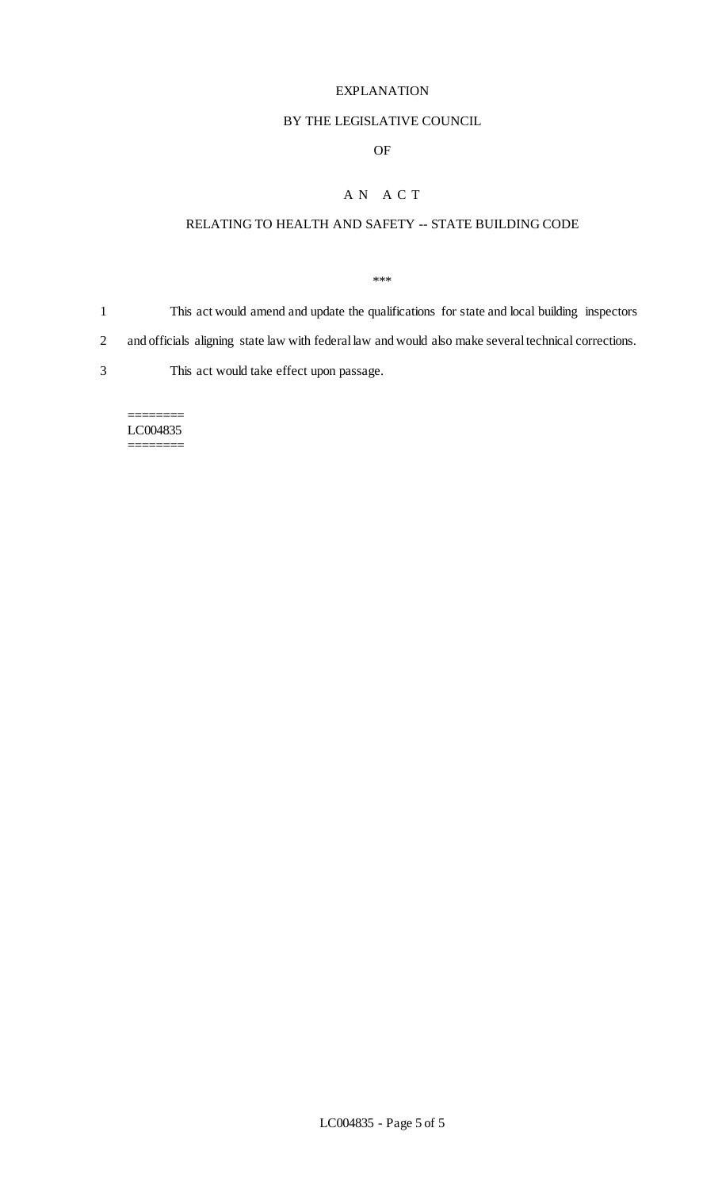EXPLANATION

BY THE LEGISLATIVE COUNCIL

OF

A N A C T

RELATING TO HEALTH AND SAFETY -- STATE BUILDING CODE

\*\*\*

1 This act would amend and update the qualifications for state and local building inspectors
2 and officials aligning state law with federal law and would also make several technical corrections.
3 This act would take effect upon passage.

========
LC004835
========